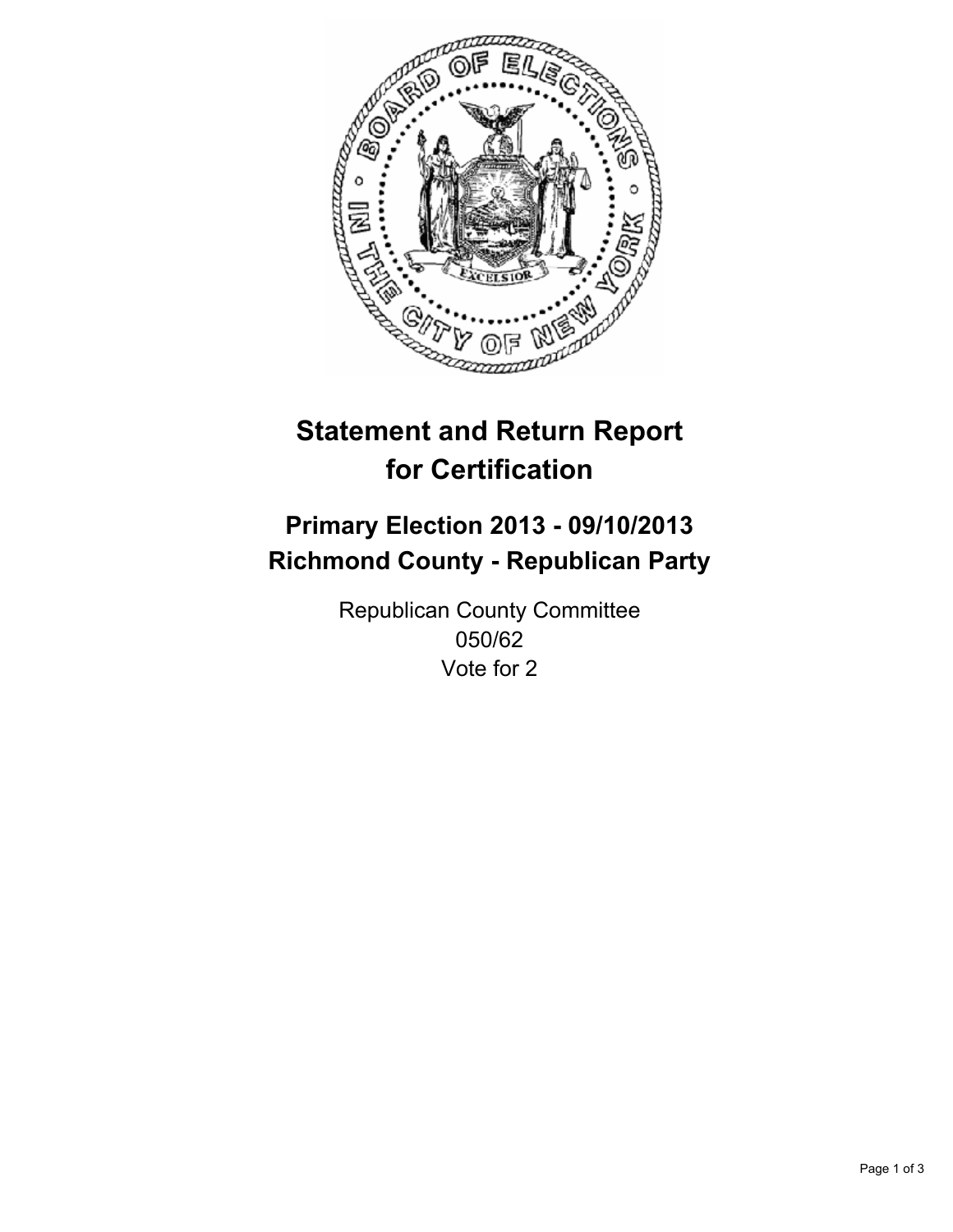# Statement and Return Report for Certification

## Primary Election 2013 - 09/10/2013
## Richmond County - Republican Party

Republican County Committee
050/62
Vote for 2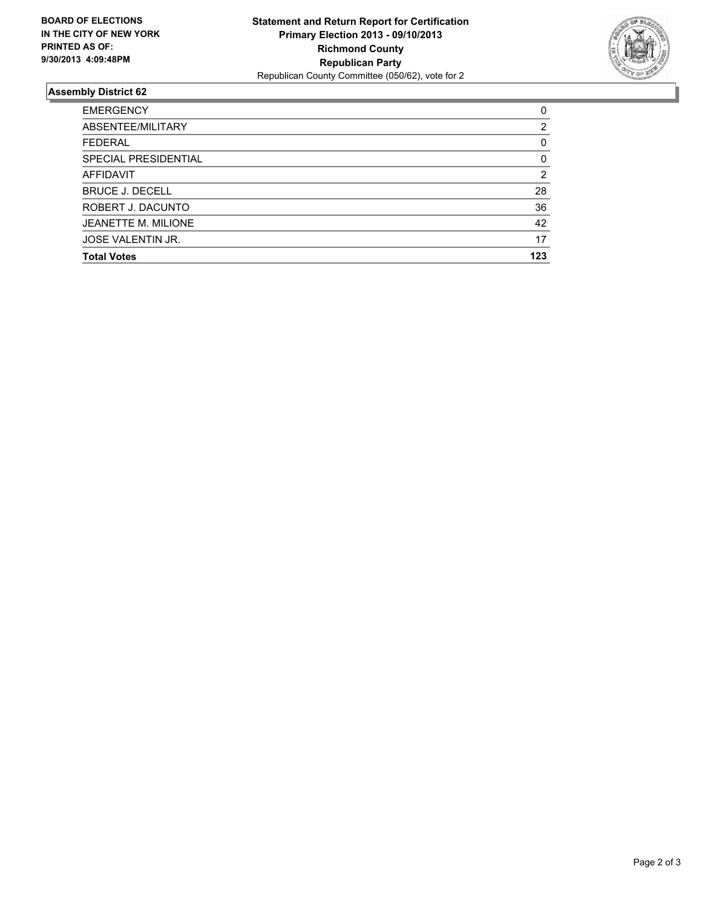**BOARD OF ELECTIONS IN THE CITY OF NEW YORK PRINTED AS OF: 9/30/2013 4:09:48PM**

**Statement and Return Report for Certification**
**Primary Election 2013 - 09/10/2013**
**Richmond County**
**Republican Party**
Republican County Committee (050/62), vote for 2

## Assembly District 62

| | |
|---|---|
| EMERGENCY | 0 |
| ABSENTEE/MILITARY | 2 |
| FEDERAL | 0 |
| SPECIAL PRESIDENTIAL | 0 |
| AFFIDAVIT | 2 |
| BRUCE J. DECELL | 28 |
| ROBERT J. DACUNTO | 36 |
| JEANETTE M. MILIONE | 42 |
| JOSE VALENTIN JR. | 17 |
| **Total Votes** | **123** |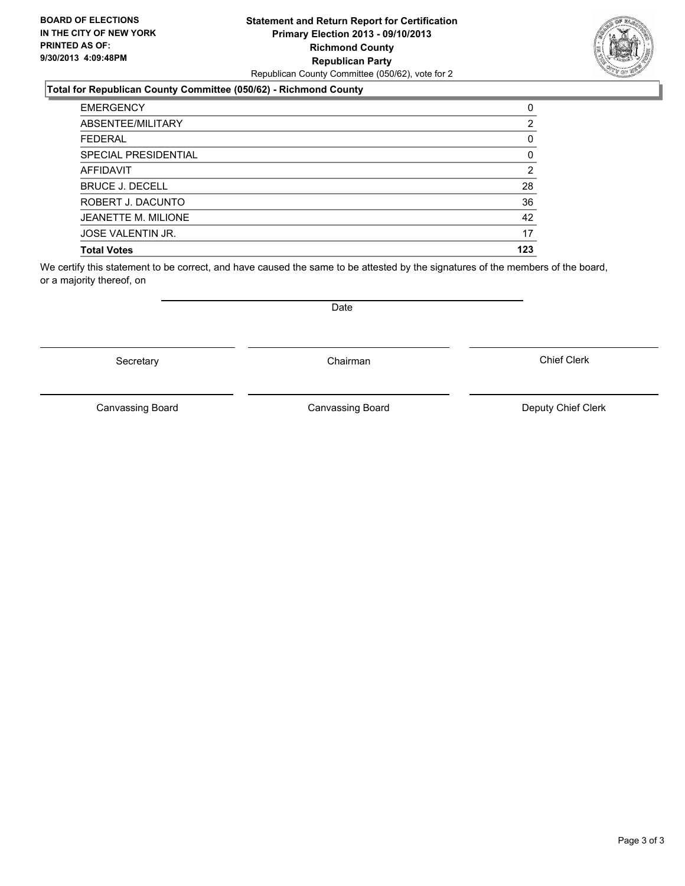**BOARD OF ELECTIONS IN THE CITY OF NEW YORK PRINTED AS OF: 9/30/2013 4:09:48PM**

**Statement and Return Report for Certification**
**Primary Election 2013 - 09/10/2013**
**Richmond County**
**Republican Party**
Republican County Committee (050/62), vote for 2

### Total for Republican County Committee (050/62) - Richmond County

| | |
|---|---|
| EMERGENCY | 0 |
| ABSENTEE/MILITARY | 2 |
| FEDERAL | 0 |
| SPECIAL PRESIDENTIAL | 0 |
| AFFIDAVIT | 2 |
| BRUCE J. DECELL | 28 |
| ROBERT J. DACUNTO | 36 |
| JEANETTE M. MILIONE | 42 |
| JOSE VALENTIN JR. | 17 |
| **Total Votes** | **123** |

We certify this statement to be correct, and have caused the same to be attested by the signatures of the members of the board, or a majority thereof, on

Date

Secretary | Chairman | Chief Clerk

Canvassing Board | Canvassing Board | Deputy Chief Clerk